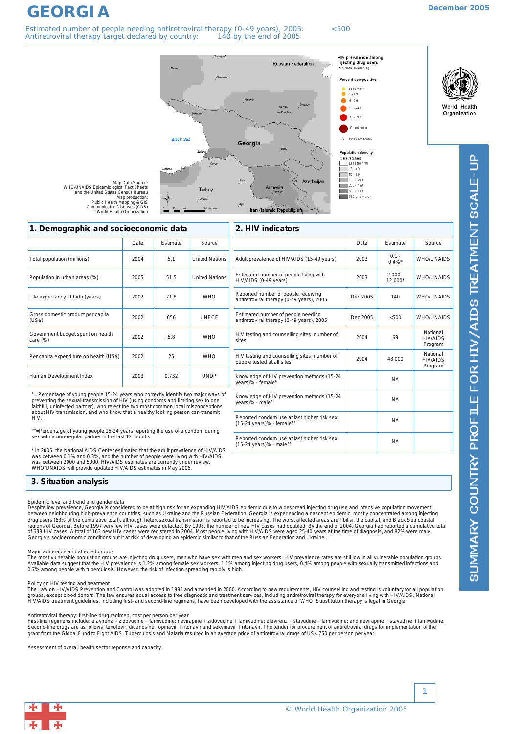# GEORGIA

December 2005

Estimated number of people needing antiretroviral therapy (0-49 years), 2005: <500
Antiretroviral therapy target declared by country: 140 by the end of 2005

Map Data Source:
WHO/UNAIDS Epidemiological Fact Sheets
and the United States Census Bureau
Map production:
Public Health Mapping & GIS
Communicable Diseases (CDS)
World Health Organization

SUMMARY COUNTRY PROFILE FOR HIV/AIDS TREATMENT SCALE-UP

## 1. Demographic and socioeconomic data

| | Date | Estimate | Source |
|---|---|---|---|
| Total population (millions) | 2004 | 5.1 | United Nations |
| Population in urban areas (%) | 2005 | 51.5 | United Nations |
| Life expectancy at birth (years) | 2002 | 71.8 | WHO |
| Gross domestic product per capita (US$) | 2002 | 656 | UNECE |
| Government budget spent on health care (%) | 2002 | 5.8 | WHO |
| Per capita expenditure on health (US$) | 2002 | 25 | WHO |
| Human Development Index | 2003 | 0.732 | UNDP |

°= Percentage of young people 15-24 years who correctly identify two major ways of preventing the sexual transmission of HIV (using condoms and limiting sex to one faithful, uninfected partner), who reject the two most common local misconceptions about HIV transmission, and who know that a healthy looking person can transmit HIV.

°°=Percentage of young people 15-24 years reporting the use of a condom during sex with a non-regular partner in the last 12 months.

* In 2005, the National AIDS Center estimated that the adult prevalence of HIV/AIDS was between 0.1% and 0.3%, and the number of people were living with HIV/AIDS was between 2000 and 5000. HIV/AIDS estimates are currently under review. WHO/UNAIDS will provide updated HIV/AIDS estimates in May 2006.

## 2. HIV indicators

| | Date | Estimate | Source |
|---|---|---|---|
| Adult prevalence of HIV/AIDS (15-49 years) | 2003 | 0.1 - 0.4%* | WHO/UNAIDS |
| Estimated number of people living with HIV/AIDS (0-49 years) | 2003 | 2 000 - 12 000* | WHO/UNAIDS |
| Reported number of people receiving antiretroviral therapy (0-49 years), 2005 | Dec 2005 | 140 | WHO/UNAIDS |
| Estimated number of people needing antiretroviral therapy (0-49 years), 2005 | Dec 2005 | <500 | WHO/UNAIDS |
| HIV testing and counselling sites: number of sites | 2004 | 69 | National HIV/AIDS Program |
| HIV testing and counselling sites: number of people tested at all sites | 2004 | 48 000 | National HIV/AIDS Program |
| Knowledge of HIV prevention methods (15-24 years)% - female° | | NA | |
| Knowledge of HIV prevention methods (15-24 years)% - male° | | NA | |
| Reported condom use at last higher risk sex (15-24 years)% - female°° | | NA | |
| Reported condom use at last higher risk sex (15-24 years)% - male°° | | NA | |

## 3. Situation analysis

Epidemic level and trend and gender data

Despite low prevalence, Georgia is considered to be at high risk for an expanding HIV/AIDS epidemic due to widespread injecting drug use and intensive population movement between neighbouring high-prevalence countries, such as Ukraine and the Russian Federation. Georgia is experiencing a nascent epidemic, mostly concentrated among injecting drug users (63% of the cumulative total), although heterosexual transmission is reported to be increasing. The worst affected areas are Tbilisi, the capital, and Black Sea coastal regions of Georgia. Before 1997 very few HIV cases were detected. By 1998, the number of new HIV cases had doubled. By the end of 2004, Georgia had reported a cumulative total of 638 HIV cases. A total of 163 new HIV cases were registered in 2004. Most people living with HIV/AIDS were aged 25-40 years at the time of diagnosis, and 82% were male. Georgia's socioeconomic conditions put it at risk of developing an epidemic similar to that of the Russian Federation and Ukraine.

Major vulnerable and affected groups

The most vulnerable population groups are injecting drug users, men who have sex with men and sex workers. HIV prevalence rates are still low in all vulnerable population groups. Available data suggest that the HIV prevalence is 1.2% among female sex workers, 1.1% among injecting drug users, 0.4% among people with sexually transmitted infections and 0.7% among people with tuberculosis. However, the risk of infection spreading rapidly is high.

Policy on HIV testing and treatment

The Law on HIV/AIDS Prevention and Control was adopted in 1995 and amended in 2000. According to new requirements, HIV counselling and testing is voluntary for all population groups, except blood donors. The law ensures equal access to free diagnostic and treatment services, including antiretroviral therapy for everyone living with HIV/AIDS. National HIV/AIDS treatment guidelines, including first- and second-line regimens, have been developed with the assistance of WHO. Substitution therapy is legal in Georgia.

Antiretroviral therapy: first-line drug regimen, cost per person per year

First-line regimens include: efavirenz + zidovudine + lamivudine; nevirapine + zidovudine + lamivudine; efavirenz + stavudine + lamivudine; and nevirapine + stavudine + lamivudine. Second-line drugs are as follows: tenofovir, didanosine, lopinavir + ritonavir and sekvinavir + ritonavir. The tender for procurement of antiretroviral drugs for implementation of the grant from the Global Fund to Fight AIDS, Tuberculosis and Malaria resulted in an average price of antiretroviral drugs of US$ 750 per person per year.

Assessment of overall health sector reponse and capacity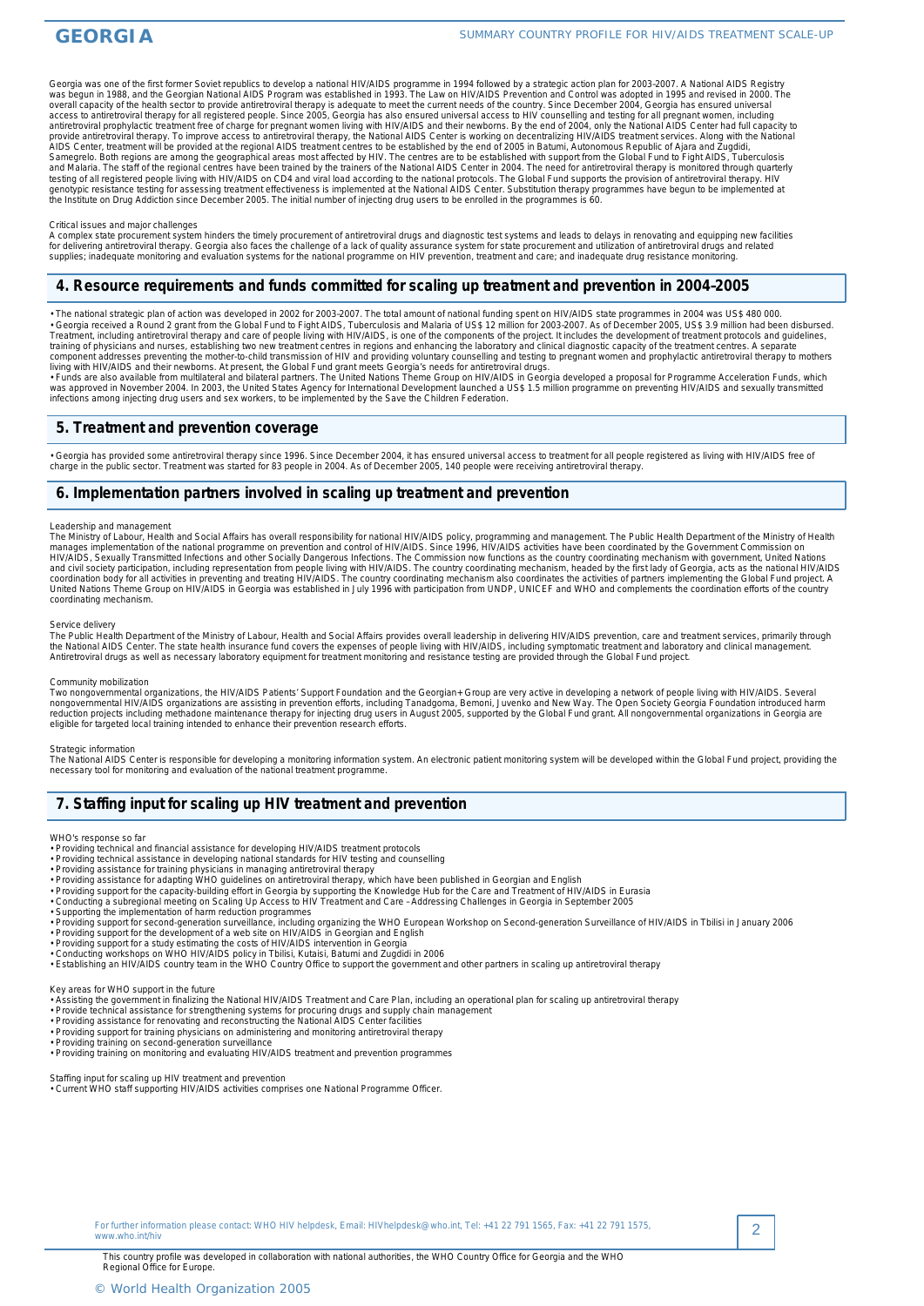Georgia was one of the first former Soviet republics to develop a national HIV/AIDS programme in 1994 followed by a strategic action plan for 2003-2007. A National AIDS Registry was begun in 1988, and the Georgian National AIDS Program was established in 1993. The Law on HIV/AIDS Prevention and Control was adopted in 1995 and revised in 2000. The overall capacity of the health sector to provide antiretroviral therapy is adequate to meet the current needs of the country. Since December 2004, Georgia has ensured universal access to antiretroviral therapy for all registered people. Since 2005, Georgia has also ensured universal access to HIV counselling and testing for all pregnant women, including antiretroviral prophylactic treatment free of charge for pregnant women living with HIV/AIDS and their newborns. By the end of 2004, only the National AIDS Center had full capacity to provide antiretroviral therapy. To improve access to antiretroviral therapy, the National AIDS Center is working on decentralizing HIV/AIDS treatment services. Along with the National AIDS Center, treatment will be provided at the regional AIDS treatment centres to be established by the end of 2005 in Batumi, Autonomous Republic of Ajara and Zugdidi, Samegrelo. Both regions are among the geographical areas most affected by HIV. The centres are to be established with support from the Global Fund to Fight AIDS, Tuberculosis and Malaria. The staff of the regional centres have been trained by the trainers of the National AIDS Center in 2004. The need for antiretroviral therapy is monitored through quarterly testing of all registered people living with HIV/AIDS on CD4 and viral load according to the national protocols. The Global Fund supports the provision of antiretroviral therapy. HIV genotypic resistance testing for assessing treatment effectiveness is implemented at the National AIDS Center. Substitution therapy programmes have begun to be implemented at the Institute on Drug Addiction since December 2005. The initial number of injecting drug users to be enrolled in the programmes is 60.

Critical issues and major challenges

A complex state procurement system hinders the timely procurement of antiretroviral drugs and diagnostic test systems and leads to delays in renovating and equipping new facilities for delivering antiretroviral therapy. Georgia also faces the challenge of a lack of quality assurance system for state procurement and utilization of antiretroviral drugs and related supplies; inadequate monitoring and evaluation systems for the national programme on HIV prevention, treatment and care; and inadequate drug resistance monitoring.

## 4. Resource requirements and funds committed for scaling up treatment and prevention in 2004–2005

- The national strategic plan of action was developed in 2002 for 2003-2007. The total amount of national funding spent on HIV/AIDS state programmes in 2004 was US$ 480 000.
- Georgia received a Round 2 grant from the Global Fund to Fight AIDS, Tuberculosis and Malaria of US$ 12 million for 2003-2007. As of December 2005, US$ 3.9 million had been disbursed. Treatment, including antiretroviral therapy and care of people living with HIV/AIDS, is one of the components of the project. It includes the development of treatment protocols and guidelines, training of physicians and nurses, establishing two new treatment centres in regions and enhancing the laboratory and clinical diagnostic capacity of the treatment centres. A separate component addresses preventing the mother-to-child transmission of HIV and providing voluntary counselling and testing to pregnant women and prophylactic antiretroviral therapy to mothers living with HIV/AIDS and their newborns. At present, the Global Fund grant meets Georgia's needs for antiretroviral drugs.
- Funds are also available from multilateral and bilateral partners. The United Nations Theme Group on HIV/AIDS in Georgia developed a proposal for Programme Acceleration Funds, which was approved in November 2004. In 2003, the United States Agency for International Development launched a US$ 1.5 million programme on preventing HIV/AIDS and sexually transmitted infections among injecting drug users and sex workers, to be implemented by the Save the Children Federation.

## 5. Treatment and prevention coverage

- Georgia has provided some antiretroviral therapy since 1996. Since December 2004, it has ensured universal access to treatment for all people registered as living with HIV/AIDS free of charge in the public sector. Treatment was started for 83 people in 2004. As of December 2005, 140 people were receiving antiretroviral therapy.

## 6. Implementation partners involved in scaling up treatment and prevention

Leadership and management

The Ministry of Labour, Health and Social Affairs has overall responsibility for national HIV/AIDS policy, programming and management. The Public Health Department of the Ministry of Health manages implementation of the national programme on prevention and control of HIV/AIDS. Since 1996, HIV/AIDS activities have been coordinated by the Government Commission on HIV/AIDS, Sexually Transmitted Infections and other Socially Dangerous Infections. The Commission now functions as the country coordinating mechanism with government, United Nations and civil society participation, including representation from people living with HIV/AIDS. The country coordinating mechanism, headed by the first lady of Georgia, acts as the national HIV/AIDS coordination body for all activities in preventing and treating HIV/AIDS. The country coordinating mechanism also coordinates the activities of partners implementing the Global Fund project. A United Nations Theme Group on HIV/AIDS in Georgia was established in July 1996 with participation from UNDP, UNICEF and WHO and complements the coordination efforts of the country coordinating mechanism.

Service delivery

The Public Health Department of the Ministry of Labour, Health and Social Affairs provides overall leadership in delivering HIV/AIDS prevention, care and treatment services, primarily through the National AIDS Center. The state health insurance fund covers the expenses of people living with HIV/AIDS, including symptomatic treatment and laboratory and clinical management. Antiretroviral drugs as well as necessary laboratory equipment for treatment monitoring and resistance testing are provided through the Global Fund project.

Community mobilization

Two nongovernmental organizations, the HIV/AIDS Patients' Support Foundation and the Georgian+ Group are very active in developing a network of people living with HIV/AIDS. Several nongovernmental HIV/AIDS organizations are assisting in prevention efforts, including Tanadgoma, Bemoni, Juvenko and New Way. The Open Society Georgia Foundation introduced harm reduction projects including methadone maintenance therapy for injecting drug users in August 2005, supported by the Global Fund grant. All nongovernmental organizations in Georgia are eligible for targeted local training intended to enhance their prevention research efforts.

Strategic information

The National AIDS Center is responsible for developing a monitoring information system. An electronic patient monitoring system will be developed within the Global Fund project, providing the necessary tool for monitoring and evaluation of the national treatment programme.

## 7. Staffing input for scaling up HIV treatment and prevention

WHO's response so far

- Providing technical and financial assistance for developing HIV/AIDS treatment protocols
- Providing technical assistance in developing national standards for HIV testing and counselling
- Providing assistance for training physicians in managing antiretroviral therapy
- Providing assistance for adapting WHO guidelines on antiretroviral therapy, which have been published in Georgian and English
- Providing support for the capacity-building effort in Georgia by supporting the Knowledge Hub for the Care and Treatment of HIV/AIDS in Eurasia
- Conducting a subregional meeting on Scaling Up Access to HIV Treatment and Care – Addressing Challenges in Georgia in September 2005
- Supporting the implementation of harm reduction programmes
- Providing support for second-generation surveillance, including organizing the WHO European Workshop on Second-generation Surveillance of HIV/AIDS in Tbilisi in January 2006
- Providing support for the development of a web site on HIV/AIDS in Georgian and English
- Providing support for a study estimating the costs of HIV/AIDS intervention in Georgia
- Conducting workshops on WHO HIV/AIDS policy in Tbilisi, Kutaisi, Batumi and Zugdidi in 2006
- Establishing an HIV/AIDS country team in the WHO Country Office to support the government and other partners in scaling up antiretroviral therapy

Key areas for WHO support in the future

- Assisting the government in finalizing the National HIV/AIDS Treatment and Care Plan, including an operational plan for scaling up antiretroviral therapy
- Provide technical assistance for strengthening systems for procuring drugs and supply chain management
- Providing assistance for renovating and reconstructing the National AIDS Center facilities
- Providing support for training physicians on administering and monitoring antiretroviral therapy
- Providing training on second-generation surveillance
- Providing training on monitoring and evaluating HIV/AIDS treatment and prevention programmes

Staffing input for scaling up HIV treatment and prevention

- Current WHO staff supporting HIV/AIDS activities comprises one National Programme Officer.

For further information please contact: WHO HIV helpdesk, Email: HIVhelpdesk@who.int, Tel: +41 22 791 1565, Fax: +41 22 791 1575, www.who.int/hiv

This country profile was developed in collaboration with national authorities, the WHO Country Office for Georgia and the WHO Regional Office for Europe.

© World Health Organization 2005